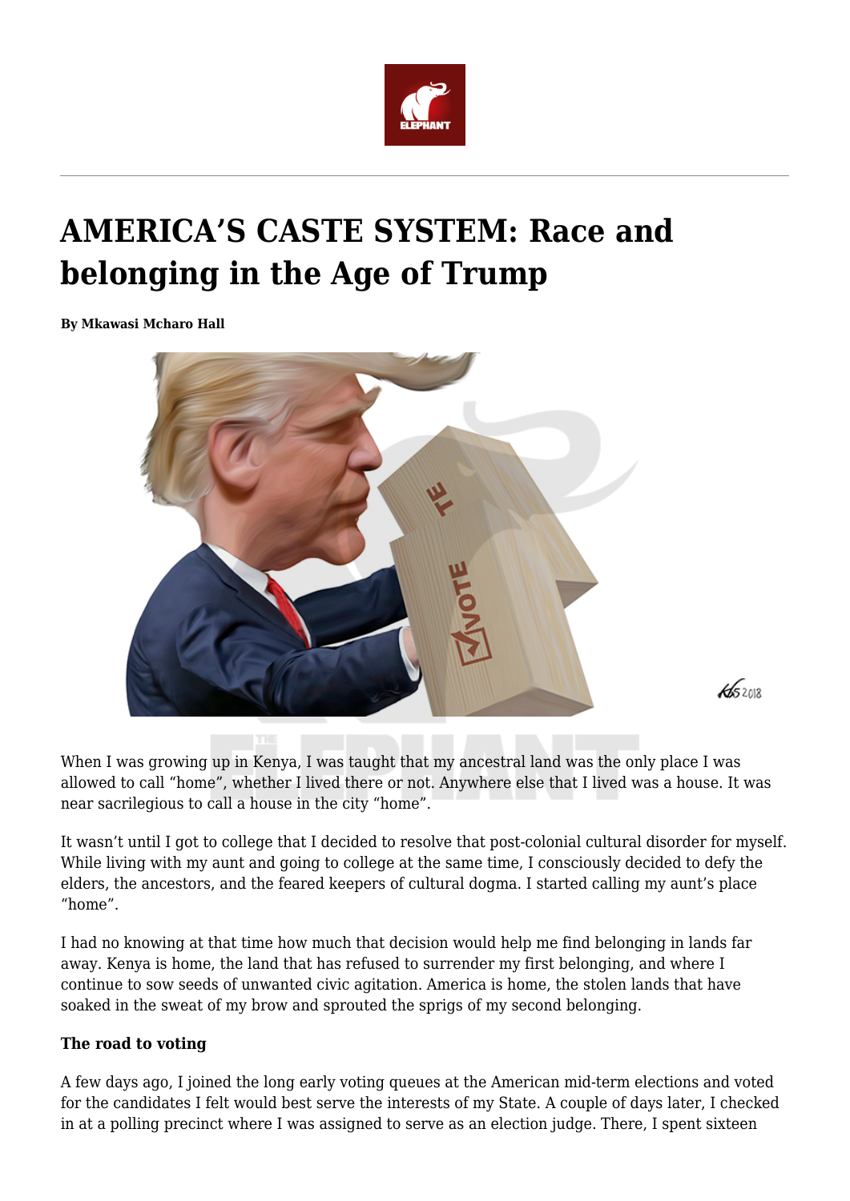# AMERICA'S CASTE SYSTEM: Race and belonging in the Age of Trump

**By Mkawasi Mcharo Hall**

When I was growing up in Kenya, I was taught that my ancestral land was the only place I was allowed to call "home", whether I lived there or not. Anywhere else that I lived was a house. It was near sacrilegious to call a house in the city "home".

It wasn't until I got to college that I decided to resolve that post-colonial cultural disorder for myself. While living with my aunt and going to college at the same time, I consciously decided to defy the elders, the ancestors, and the feared keepers of cultural dogma. I started calling my aunt's place "home".

I had no knowing at that time how much that decision would help me find belonging in lands far away. Kenya is home, the land that has refused to surrender my first belonging, and where I continue to sow seeds of unwanted civic agitation. America is home, the stolen lands that have soaked in the sweat of my brow and sprouted the sprigs of my second belonging.

**The road to voting**

A few days ago, I joined the long early voting queues at the American mid-term elections and voted for the candidates I felt would best serve the interests of my State. A couple of days later, I checked in at a polling precinct where I was assigned to serve as an election judge. There, I spent sixteen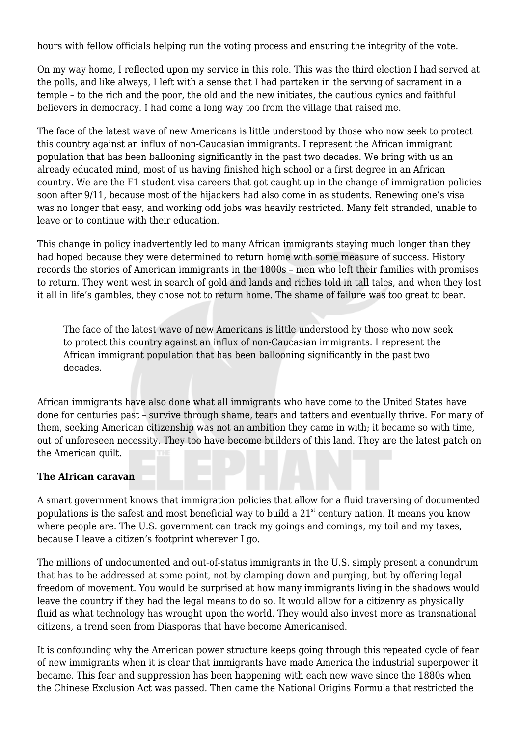hours with fellow officials helping run the voting process and ensuring the integrity of the vote.

On my way home, I reflected upon my service in this role. This was the third election I had served at the polls, and like always, I left with a sense that I had partaken in the serving of sacrament in a temple – to the rich and the poor, the old and the new initiates, the cautious cynics and faithful believers in democracy. I had come a long way too from the village that raised me.

The face of the latest wave of new Americans is little understood by those who now seek to protect this country against an influx of non-Caucasian immigrants. I represent the African immigrant population that has been ballooning significantly in the past two decades. We bring with us an already educated mind, most of us having finished high school or a first degree in an African country. We are the F1 student visa careers that got caught up in the change of immigration policies soon after 9/11, because most of the hijackers had also come in as students. Renewing one's visa was no longer that easy, and working odd jobs was heavily restricted. Many felt stranded, unable to leave or to continue with their education.

This change in policy inadvertently led to many African immigrants staying much longer than they had hoped because they were determined to return home with some measure of success. History records the stories of American immigrants in the 1800s – men who left their families with promises to return. They went west in search of gold and lands and riches told in tall tales, and when they lost it all in life's gambles, they chose not to return home. The shame of failure was too great to bear.

> The face of the latest wave of new Americans is little understood by those who now seek to protect this country against an influx of non-Caucasian immigrants. I represent the African immigrant population that has been ballooning significantly in the past two decades.

African immigrants have also done what all immigrants who have come to the United States have done for centuries past – survive through shame, tears and tatters and eventually thrive. For many of them, seeking American citizenship was not an ambition they came in with; it became so with time, out of unforeseen necessity. They too have become builders of this land. They are the latest patch on the American quilt.

**The African caravan**

A smart government knows that immigration policies that allow for a fluid traversing of documented populations is the safest and most beneficial way to build a 21st century nation. It means you know where people are. The U.S. government can track my goings and comings, my toil and my taxes, because I leave a citizen's footprint wherever I go.

The millions of undocumented and out-of-status immigrants in the U.S. simply present a conundrum that has to be addressed at some point, not by clamping down and purging, but by offering legal freedom of movement. You would be surprised at how many immigrants living in the shadows would leave the country if they had the legal means to do so. It would allow for a citizenry as physically fluid as what technology has wrought upon the world. They would also invest more as transnational citizens, a trend seen from Diasporas that have become Americanised.

It is confounding why the American power structure keeps going through this repeated cycle of fear of new immigrants when it is clear that immigrants have made America the industrial superpower it became. This fear and suppression has been happening with each new wave since the 1880s when the Chinese Exclusion Act was passed. Then came the National Origins Formula that restricted the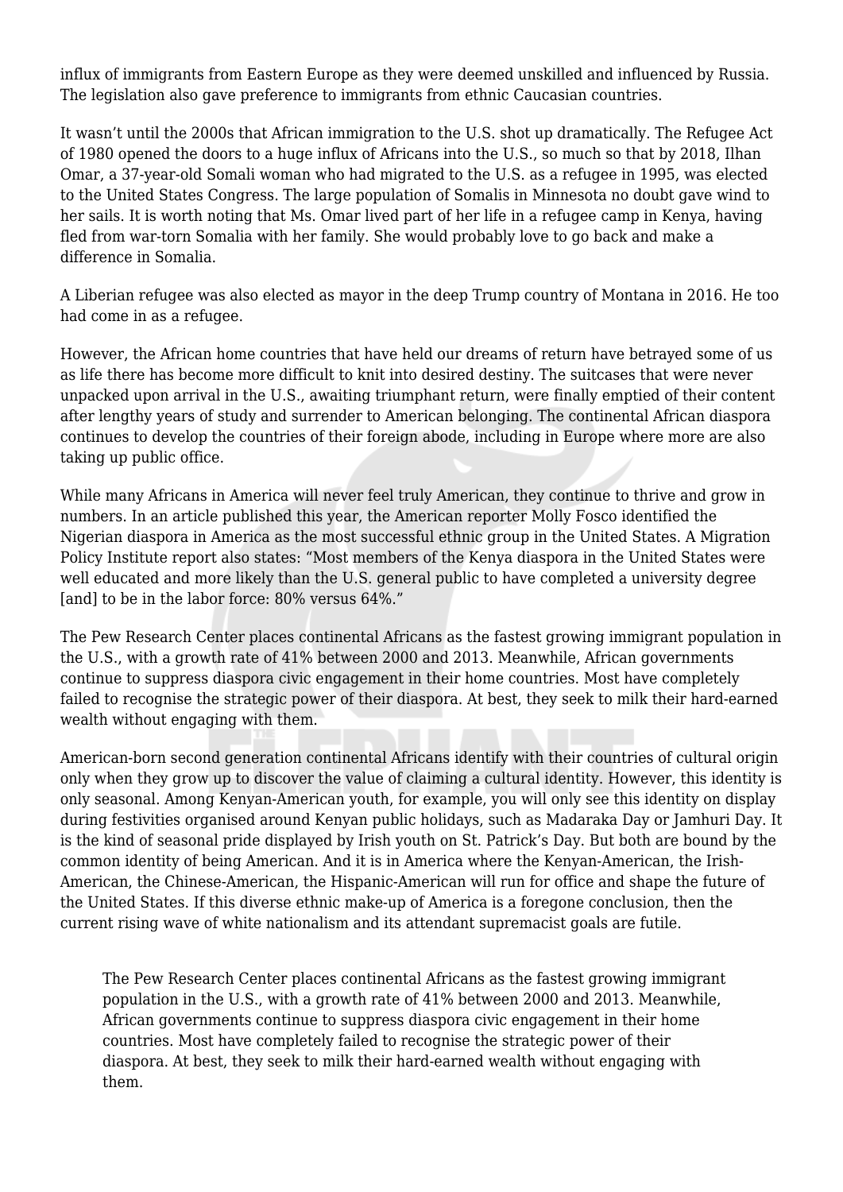influx of immigrants from Eastern Europe as they were deemed unskilled and influenced by Russia. The legislation also gave preference to immigrants from ethnic Caucasian countries.

It wasn't until the 2000s that African immigration to the U.S. shot up dramatically. The Refugee Act of 1980 opened the doors to a huge influx of Africans into the U.S., so much so that by 2018, Ilhan Omar, a 37-year-old Somali woman who had migrated to the U.S. as a refugee in 1995, was elected to the United States Congress. The large population of Somalis in Minnesota no doubt gave wind to her sails. It is worth noting that Ms. Omar lived part of her life in a refugee camp in Kenya, having fled from war-torn Somalia with her family. She would probably love to go back and make a difference in Somalia.

A Liberian refugee was also elected as mayor in the deep Trump country of Montana in 2016. He too had come in as a refugee.

However, the African home countries that have held our dreams of return have betrayed some of us as life there has become more difficult to knit into desired destiny. The suitcases that were never unpacked upon arrival in the U.S., awaiting triumphant return, were finally emptied of their content after lengthy years of study and surrender to American belonging. The continental African diaspora continues to develop the countries of their foreign abode, including in Europe where more are also taking up public office.

While many Africans in America will never feel truly American, they continue to thrive and grow in numbers. In an article published this year, the American reporter Molly Fosco identified the Nigerian diaspora in America as the most successful ethnic group in the United States. A Migration Policy Institute report also states: "Most members of the Kenya diaspora in the United States were well educated and more likely than the U.S. general public to have completed a university degree [and] to be in the labor force: 80% versus 64%."

The Pew Research Center places continental Africans as the fastest growing immigrant population in the U.S., with a growth rate of 41% between 2000 and 2013. Meanwhile, African governments continue to suppress diaspora civic engagement in their home countries. Most have completely failed to recognise the strategic power of their diaspora. At best, they seek to milk their hard-earned wealth without engaging with them.

American-born second generation continental Africans identify with their countries of cultural origin only when they grow up to discover the value of claiming a cultural identity. However, this identity is only seasonal. Among Kenyan-American youth, for example, you will only see this identity on display during festivities organised around Kenyan public holidays, such as Madaraka Day or Jamhuri Day. It is the kind of seasonal pride displayed by Irish youth on St. Patrick's Day. But both are bound by the common identity of being American. And it is in America where the Kenyan-American, the Irish-American, the Chinese-American, the Hispanic-American will run for office and shape the future of the United States. If this diverse ethnic make-up of America is a foregone conclusion, then the current rising wave of white nationalism and its attendant supremacist goals are futile.

> The Pew Research Center places continental Africans as the fastest growing immigrant population in the U.S., with a growth rate of 41% between 2000 and 2013. Meanwhile, African governments continue to suppress diaspora civic engagement in their home countries. Most have completely failed to recognise the strategic power of their diaspora. At best, they seek to milk their hard-earned wealth without engaging with them.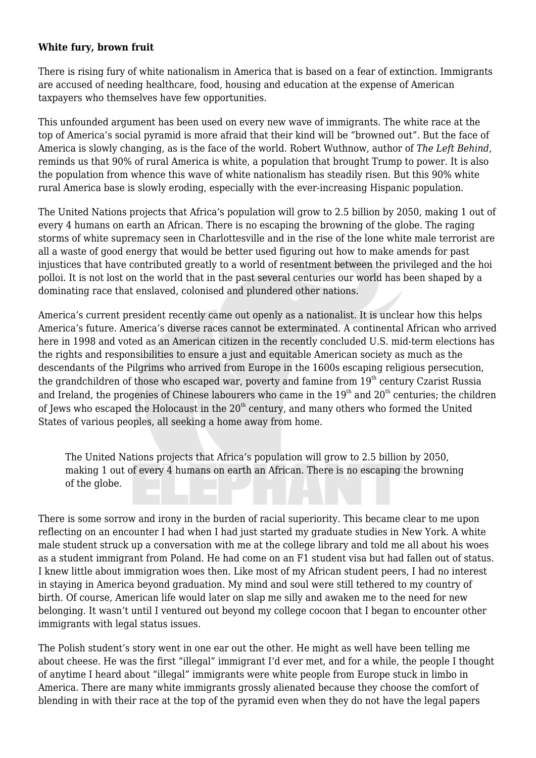**White fury, brown fruit**

There is rising fury of white nationalism in America that is based on a fear of extinction. Immigrants are accused of needing healthcare, food, housing and education at the expense of American taxpayers who themselves have few opportunities.

This unfounded argument has been used on every new wave of immigrants. The white race at the top of America's social pyramid is more afraid that their kind will be "browned out". But the face of America is slowly changing, as is the face of the world. Robert Wuthnow, author of *The Left Behind*, reminds us that 90% of rural America is white, a population that brought Trump to power. It is also the population from whence this wave of white nationalism has steadily risen. But this 90% white rural America base is slowly eroding, especially with the ever-increasing Hispanic population.

The United Nations projects that Africa's population will grow to 2.5 billion by 2050, making 1 out of every 4 humans on earth an African. There is no escaping the browning of the globe. The raging storms of white supremacy seen in Charlottesville and in the rise of the lone white male terrorist are all a waste of good energy that would be better used figuring out how to make amends for past injustices that have contributed greatly to a world of resentment between the privileged and the hoi polloi. It is not lost on the world that in the past several centuries our world has been shaped by a dominating race that enslaved, colonised and plundered other nations.

America's current president recently came out openly as a nationalist. It is unclear how this helps America's future. America's diverse races cannot be exterminated. A continental African who arrived here in 1998 and voted as an American citizen in the recently concluded U.S. mid-term elections has the rights and responsibilities to ensure a just and equitable American society as much as the descendants of the Pilgrims who arrived from Europe in the 1600s escaping religious persecution, the grandchildren of those who escaped war, poverty and famine from 19th century Czarist Russia and Ireland, the progenies of Chinese labourers who came in the 19th and 20th centuries; the children of Jews who escaped the Holocaust in the 20th century, and many others who formed the United States of various peoples, all seeking a home away from home.

> The United Nations projects that Africa's population will grow to 2.5 billion by 2050, making 1 out of every 4 humans on earth an African. There is no escaping the browning of the globe.

There is some sorrow and irony in the burden of racial superiority. This became clear to me upon reflecting on an encounter I had when I had just started my graduate studies in New York. A white male student struck up a conversation with me at the college library and told me all about his woes as a student immigrant from Poland. He had come on an F1 student visa but had fallen out of status. I knew little about immigration woes then. Like most of my African student peers, I had no interest in staying in America beyond graduation. My mind and soul were still tethered to my country of birth. Of course, American life would later on slap me silly and awaken me to the need for new belonging. It wasn't until I ventured out beyond my college cocoon that I began to encounter other immigrants with legal status issues.

The Polish student's story went in one ear out the other. He might as well have been telling me about cheese. He was the first "illegal" immigrant I'd ever met, and for a while, the people I thought of anytime I heard about "illegal" immigrants were white people from Europe stuck in limbo in America. There are many white immigrants grossly alienated because they choose the comfort of blending in with their race at the top of the pyramid even when they do not have the legal papers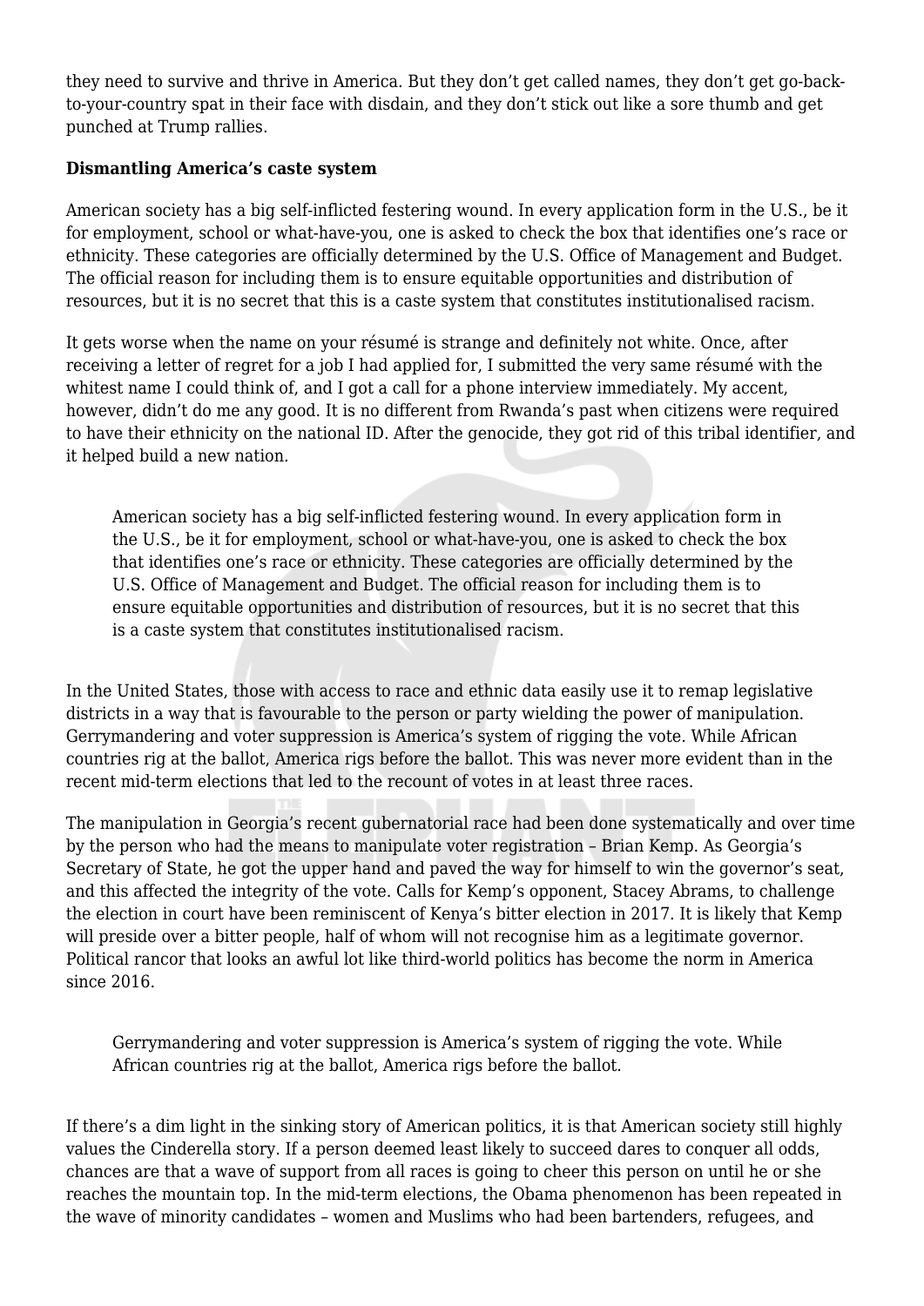they need to survive and thrive in America. But they don't get called names, they don't get go-back-to-your-country spat in their face with disdain, and they don't stick out like a sore thumb and get punched at Trump rallies.

**Dismantling America's caste system**

American society has a big self-inflicted festering wound. In every application form in the U.S., be it for employment, school or what-have-you, one is asked to check the box that identifies one's race or ethnicity. These categories are officially determined by the U.S. Office of Management and Budget. The official reason for including them is to ensure equitable opportunities and distribution of resources, but it is no secret that this is a caste system that constitutes institutionalised racism.

It gets worse when the name on your résumé is strange and definitely not white. Once, after receiving a letter of regret for a job I had applied for, I submitted the very same résumé with the whitest name I could think of, and I got a call for a phone interview immediately. My accent, however, didn't do me any good. It is no different from Rwanda's past when citizens were required to have their ethnicity on the national ID. After the genocide, they got rid of this tribal identifier, and it helped build a new nation.

> American society has a big self-inflicted festering wound. In every application form in the U.S., be it for employment, school or what-have-you, one is asked to check the box that identifies one's race or ethnicity. These categories are officially determined by the U.S. Office of Management and Budget. The official reason for including them is to ensure equitable opportunities and distribution of resources, but it is no secret that this is a caste system that constitutes institutionalised racism.

In the United States, those with access to race and ethnic data easily use it to remap legislative districts in a way that is favourable to the person or party wielding the power of manipulation. Gerrymandering and voter suppression is America's system of rigging the vote. While African countries rig at the ballot, America rigs before the ballot. This was never more evident than in the recent mid-term elections that led to the recount of votes in at least three races.

The manipulation in Georgia's recent gubernatorial race had been done systematically and over time by the person who had the means to manipulate voter registration – Brian Kemp. As Georgia's Secretary of State, he got the upper hand and paved the way for himself to win the governor's seat, and this affected the integrity of the vote. Calls for Kemp's opponent, Stacey Abrams, to challenge the election in court have been reminiscent of Kenya's bitter election in 2017. It is likely that Kemp will preside over a bitter people, half of whom will not recognise him as a legitimate governor. Political rancor that looks an awful lot like third-world politics has become the norm in America since 2016.

> Gerrymandering and voter suppression is America's system of rigging the vote. While African countries rig at the ballot, America rigs before the ballot.

If there's a dim light in the sinking story of American politics, it is that American society still highly values the Cinderella story. If a person deemed least likely to succeed dares to conquer all odds, chances are that a wave of support from all races is going to cheer this person on until he or she reaches the mountain top. In the mid-term elections, the Obama phenomenon has been repeated in the wave of minority candidates – women and Muslims who had been bartenders, refugees, and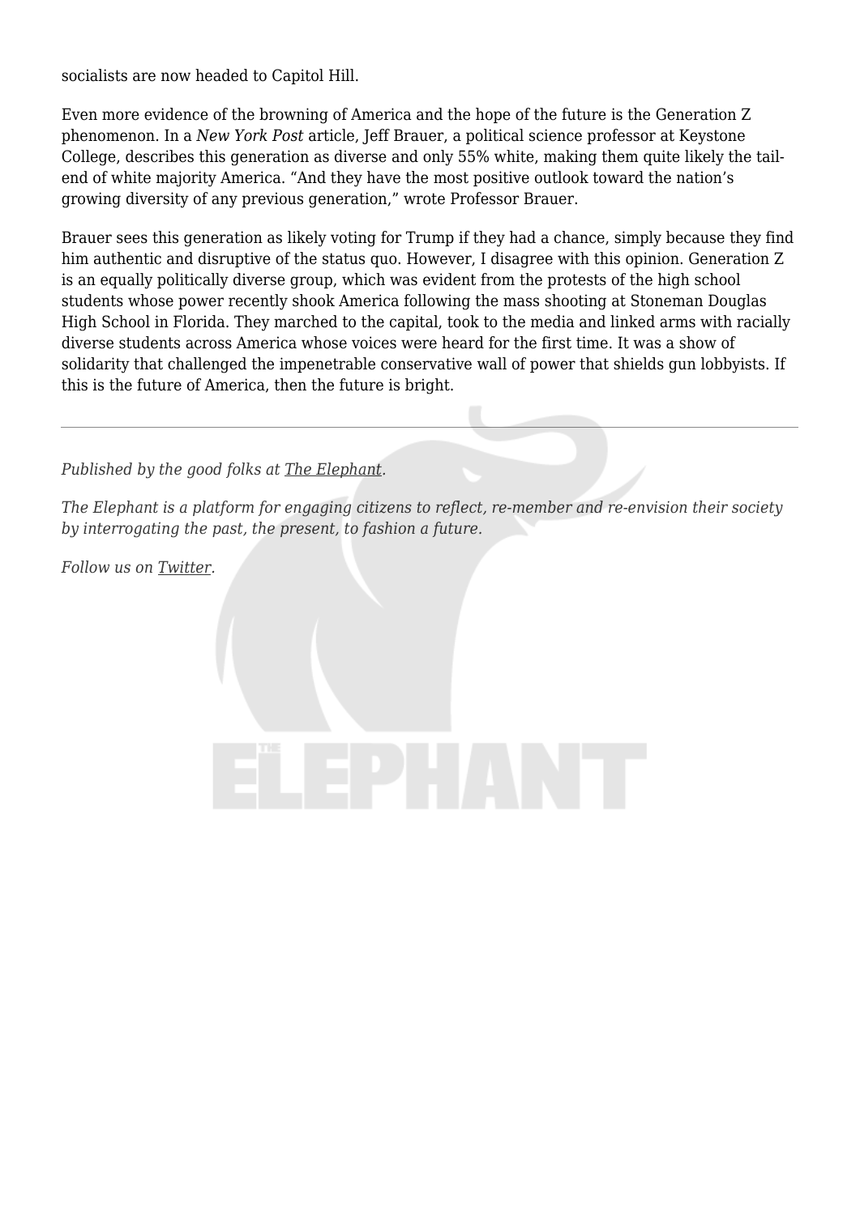socialists are now headed to Capitol Hill.

Even more evidence of the browning of America and the hope of the future is the Generation Z phenomenon. In a *New York Post* article, Jeff Brauer, a political science professor at Keystone College, describes this generation as diverse and only 55% white, making them quite likely the tail-end of white majority America. "And they have the most positive outlook toward the nation's growing diversity of any previous generation," wrote Professor Brauer.

Brauer sees this generation as likely voting for Trump if they had a chance, simply because they find him authentic and disruptive of the status quo. However, I disagree with this opinion. Generation Z is an equally politically diverse group, which was evident from the protests of the high school students whose power recently shook America following the mass shooting at Stoneman Douglas High School in Florida. They marched to the capital, took to the media and linked arms with racially diverse students across America whose voices were heard for the first time. It was a show of solidarity that challenged the impenetrable conservative wall of power that shields gun lobbyists. If this is the future of America, then the future is bright.

---

*Published by the good folks at The Elephant.*

*The Elephant is a platform for engaging citizens to reflect, re-member and re-envision their society by interrogating the past, the present, to fashion a future.*

*Follow us on Twitter.*